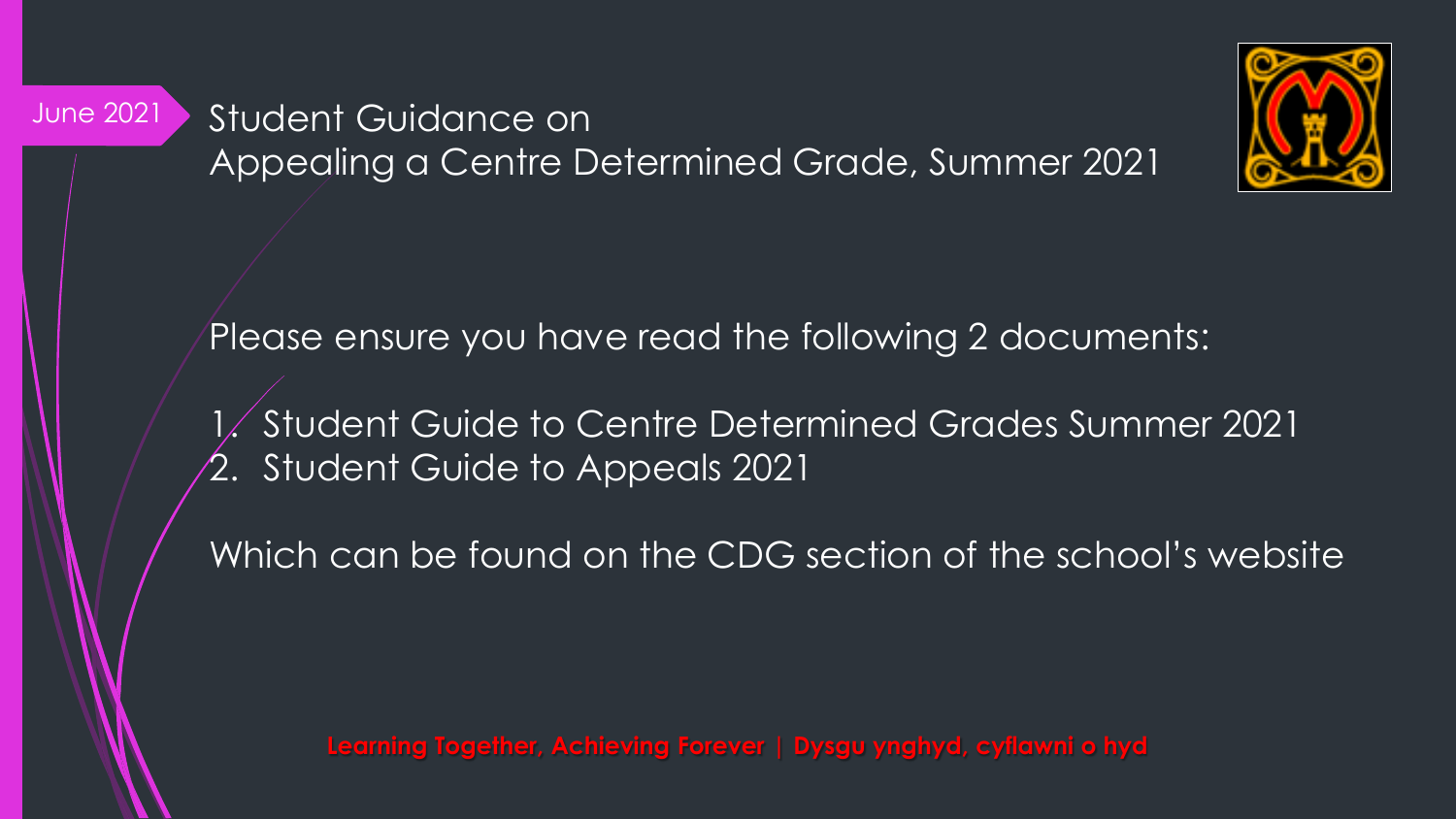June 2021

# Student Guidance on Appealing a Centre Determined Grade, Summer 2021

Please ensure you have read the following 2 documents:

1. Student Guide to Centre Determined Grades Summer 2021
2. Student Guide to Appeals 2021

Which can be found on the CDG section of the school's website

**Learning Together, Achieving Forever | Dysgu ynghyd, cyflawni o hyd**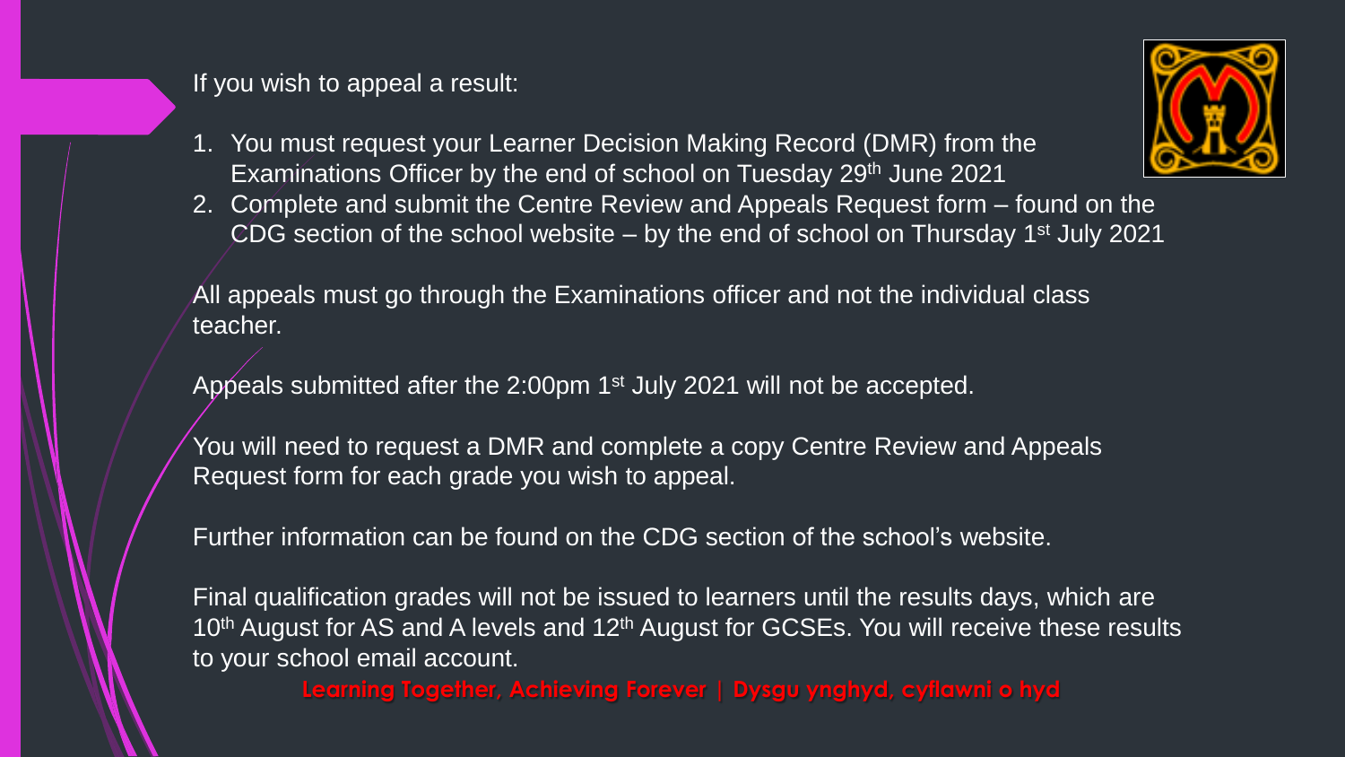If you wish to appeal a result:

1. You must request your Learner Decision Making Record (DMR) from the Examinations Officer by the end of school on Tuesday 29th June 2021
2. Complete and submit the Centre Review and Appeals Request form – found on the CDG section of the school website – by the end of school on Thursday 1st July 2021

All appeals must go through the Examinations officer and not the individual class teacher.

Appeals submitted after the 2:00pm 1st July 2021 will not be accepted.

You will need to request a DMR and complete a copy Centre Review and Appeals Request form for each grade you wish to appeal.

Further information can be found on the CDG section of the school's website.

Final qualification grades will not be issued to learners until the results days, which are 10th August for AS and A levels and 12th August for GCSEs. You will receive these results to your school email account.

**Learning Together, Achieving Forever | Dysgu ynghyd, cyflawni o hyd**